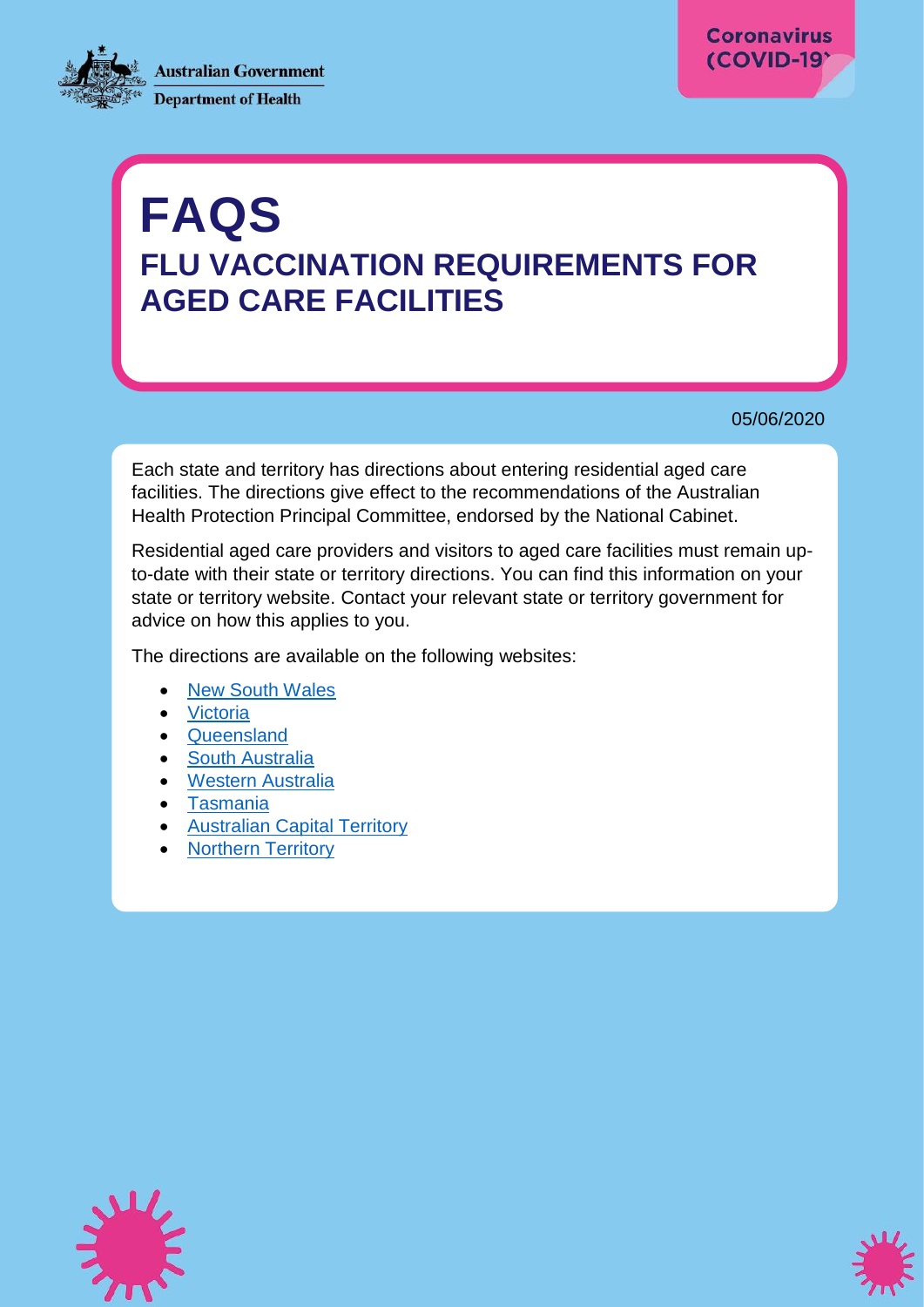Australian Government
Department of Health

Coronavirus (COVID-19)

# FAQS

## FLU VACCINATION REQUIREMENTS FOR AGED CARE FACILITIES

05/06/2020

Each state and territory has directions about entering residential aged care facilities. The directions give effect to the recommendations of the Australian Health Protection Principal Committee, endorsed by the National Cabinet.

Residential aged care providers and visitors to aged care facilities must remain up-to-date with their state or territory directions. You can find this information on your state or territory website. Contact your relevant state or territory government for advice on how this applies to you.

The directions are available on the following websites:

- New South Wales
- Victoria
- Queensland
- South Australia
- Western Australia
- Tasmania
- Australian Capital Territory
- Northern Territory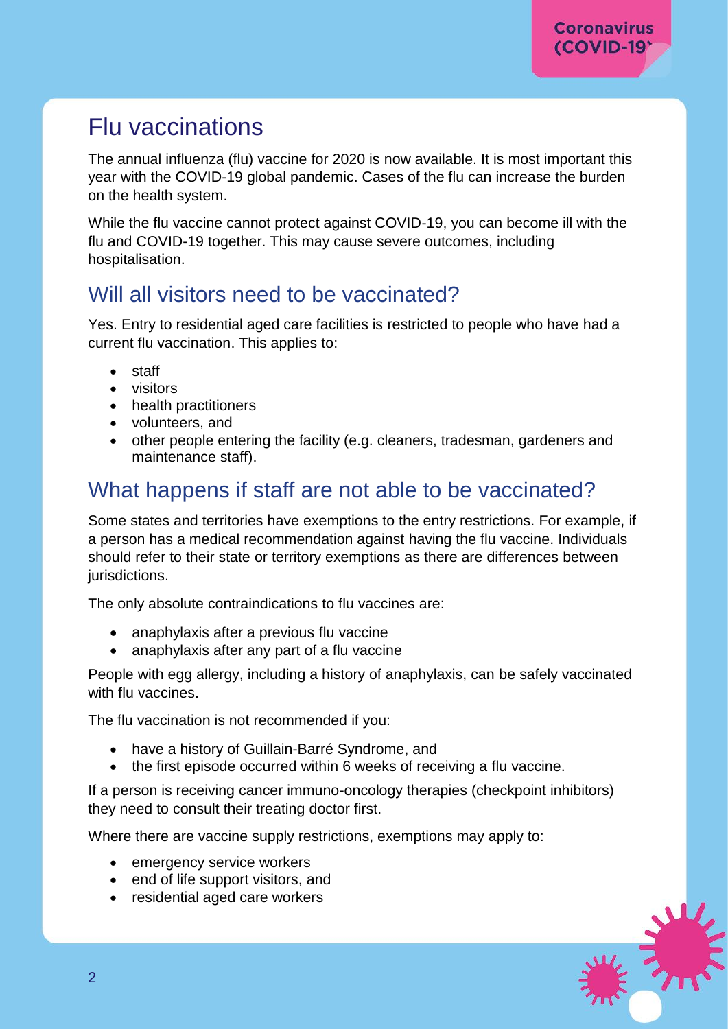# Flu vaccinations

The annual influenza (flu) vaccine for 2020 is now available. It is most important this year with the COVID-19 global pandemic. Cases of the flu can increase the burden on the health system.

While the flu vaccine cannot protect against COVID-19, you can become ill with the flu and COVID-19 together. This may cause severe outcomes, including hospitalisation.

## Will all visitors need to be vaccinated?

Yes. Entry to residential aged care facilities is restricted to people who have had a current flu vaccination. This applies to:

- staff
- visitors
- health practitioners
- volunteers, and
- other people entering the facility (e.g. cleaners, tradesman, gardeners and maintenance staff).

## What happens if staff are not able to be vaccinated?

Some states and territories have exemptions to the entry restrictions. For example, if a person has a medical recommendation against having the flu vaccine. Individuals should refer to their state or territory exemptions as there are differences between jurisdictions.

The only absolute contraindications to flu vaccines are:

- anaphylaxis after a previous flu vaccine
- anaphylaxis after any part of a flu vaccine

People with egg allergy, including a history of anaphylaxis, can be safely vaccinated with flu vaccines.

The flu vaccination is not recommended if you:

- have a history of Guillain-Barré Syndrome, and
- the first episode occurred within 6 weeks of receiving a flu vaccine.

If a person is receiving cancer immuno-oncology therapies (checkpoint inhibitors) they need to consult their treating doctor first.

Where there are vaccine supply restrictions, exemptions may apply to:

- emergency service workers
- end of life support visitors, and
- residential aged care workers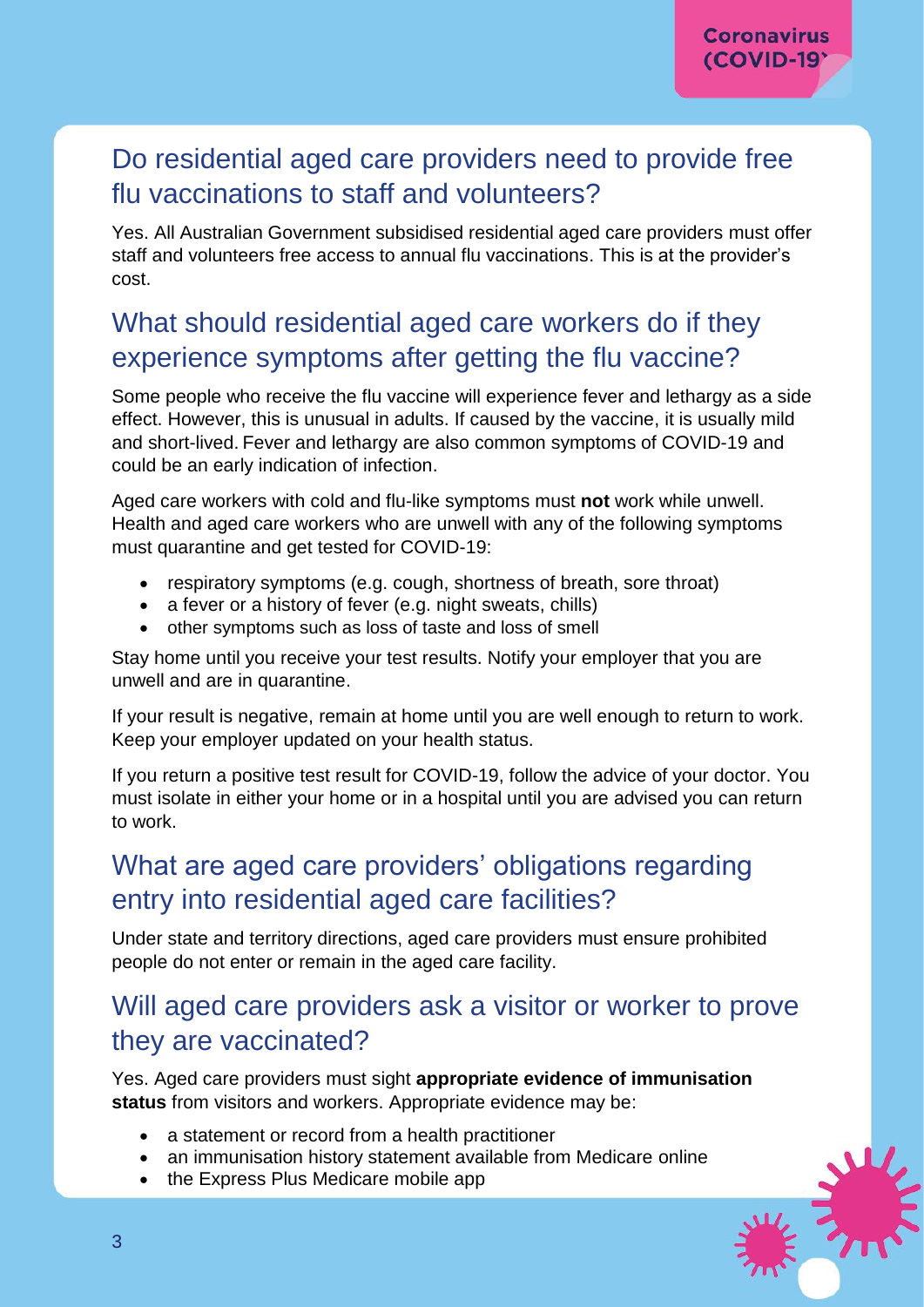## Do residential aged care providers need to provide free flu vaccinations to staff and volunteers?

Yes. All Australian Government subsidised residential aged care providers must offer staff and volunteers free access to annual flu vaccinations. This is at the provider's cost.

## What should residential aged care workers do if they experience symptoms after getting the flu vaccine?

Some people who receive the flu vaccine will experience fever and lethargy as a side effect. However, this is unusual in adults. If caused by the vaccine, it is usually mild and short-lived. Fever and lethargy are also common symptoms of COVID-19 and could be an early indication of infection.

Aged care workers with cold and flu-like symptoms must **not** work while unwell. Health and aged care workers who are unwell with any of the following symptoms must quarantine and get tested for COVID-19:

- respiratory symptoms (e.g. cough, shortness of breath, sore throat)
- a fever or a history of fever (e.g. night sweats, chills)
- other symptoms such as loss of taste and loss of smell

Stay home until you receive your test results. Notify your employer that you are unwell and are in quarantine.

If your result is negative, remain at home until you are well enough to return to work. Keep your employer updated on your health status.

If you return a positive test result for COVID-19, follow the advice of your doctor. You must isolate in either your home or in a hospital until you are advised you can return to work.

## What are aged care providers' obligations regarding entry into residential aged care facilities?

Under state and territory directions, aged care providers must ensure prohibited people do not enter or remain in the aged care facility.

## Will aged care providers ask a visitor or worker to prove they are vaccinated?

Yes. Aged care providers must sight **appropriate evidence of immunisation status** from visitors and workers. Appropriate evidence may be:

- a statement or record from a health practitioner
- an immunisation history statement available from Medicare online
- the Express Plus Medicare mobile app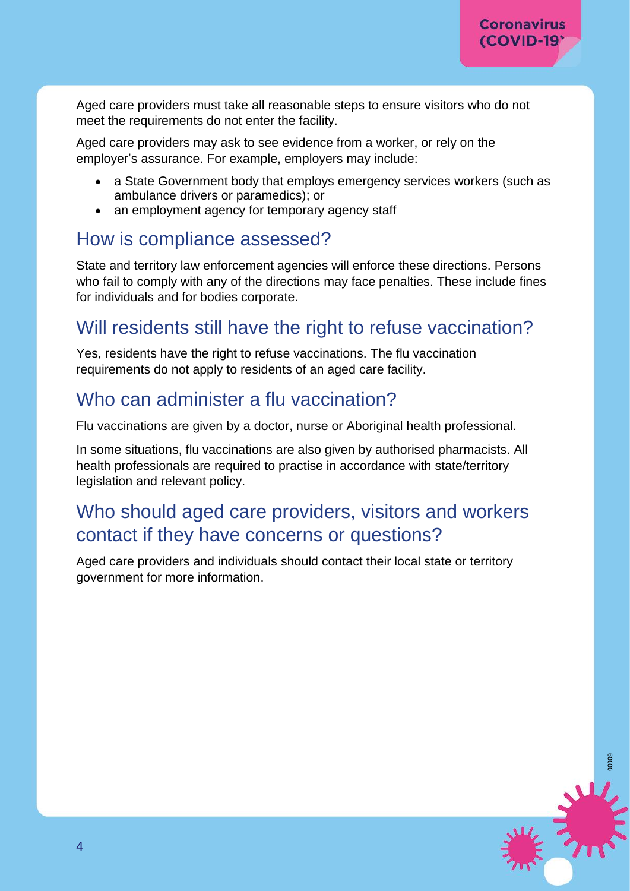Aged care providers must take all reasonable steps to ensure visitors who do not meet the requirements do not enter the facility.

Aged care providers may ask to see evidence from a worker, or rely on the employer's assurance. For example, employers may include:

- a State Government body that employs emergency services workers (such as ambulance drivers or paramedics); or
- an employment agency for temporary agency staff

## How is compliance assessed?

State and territory law enforcement agencies will enforce these directions. Persons who fail to comply with any of the directions may face penalties. These include fines for individuals and for bodies corporate.

## Will residents still have the right to refuse vaccination?

Yes, residents have the right to refuse vaccinations. The flu vaccination requirements do not apply to residents of an aged care facility.

## Who can administer a flu vaccination?

Flu vaccinations are given by a doctor, nurse or Aboriginal health professional.

In some situations, flu vaccinations are also given by authorised pharmacists. All health professionals are required to practise in accordance with state/territory legislation and relevant policy.

## Who should aged care providers, visitors and workers contact if they have concerns or questions?

Aged care providers and individuals should contact their local state or territory government for more information.